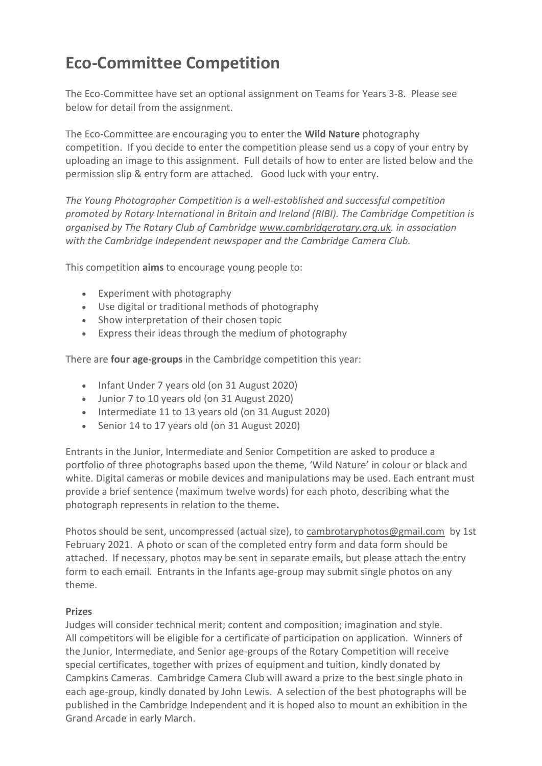# Eco-Committee Competition

The Eco-Committee have set an optional assignment on Teams for Years 3-8. Please see below for detail from the assignment.

The Eco-Committee are encouraging you to enter the **Wild Nature** photography competition. If you decide to enter the competition please send us a copy of your entry by uploading an image to this assignment. Full details of how to enter are listed below and the permission slip & entry form are attached. Good luck with your entry.

*The Young Photographer Competition is a well-established and successful competition promoted by Rotary International in Britain and Ireland (RIBI). The Cambridge Competition is organised by The Rotary Club of Cambridge www.cambridgerotary.org.uk. in association with the Cambridge Independent newspaper and the Cambridge Camera Club.*

This competition **aims** to encourage young people to:

- Experiment with photography
- Use digital or traditional methods of photography
- Show interpretation of their chosen topic
- Express their ideas through the medium of photography

There are **four age-groups** in the Cambridge competition this year:

- Infant Under 7 years old (on 31 August 2020)
- Junior 7 to 10 years old (on 31 August 2020)
- Intermediate 11 to 13 years old (on 31 August 2020)
- Senior 14 to 17 years old (on 31 August 2020)

Entrants in the Junior, Intermediate and Senior Competition are asked to produce a portfolio of three photographs based upon the theme, 'Wild Nature' in colour or black and white. Digital cameras or mobile devices and manipulations may be used. Each entrant must provide a brief sentence (maximum twelve words) for each photo, describing what the photograph represents in relation to the theme**.**

Photos should be sent, uncompressed (actual size), to cambrotaryphotos@gmail.com by 1st February 2021. A photo or scan of the completed entry form and data form should be attached. If necessary, photos may be sent in separate emails, but please attach the entry form to each email. Entrants in the Infants age-group may submit single photos on any theme.

**Prizes**

Judges will consider technical merit; content and composition; imagination and style. All competitors will be eligible for a certificate of participation on application. Winners of the Junior, Intermediate, and Senior age-groups of the Rotary Competition will receive special certificates, together with prizes of equipment and tuition, kindly donated by Campkins Cameras. Cambridge Camera Club will award a prize to the best single photo in each age-group, kindly donated by John Lewis. A selection of the best photographs will be published in the Cambridge Independent and it is hoped also to mount an exhibition in the Grand Arcade in early March.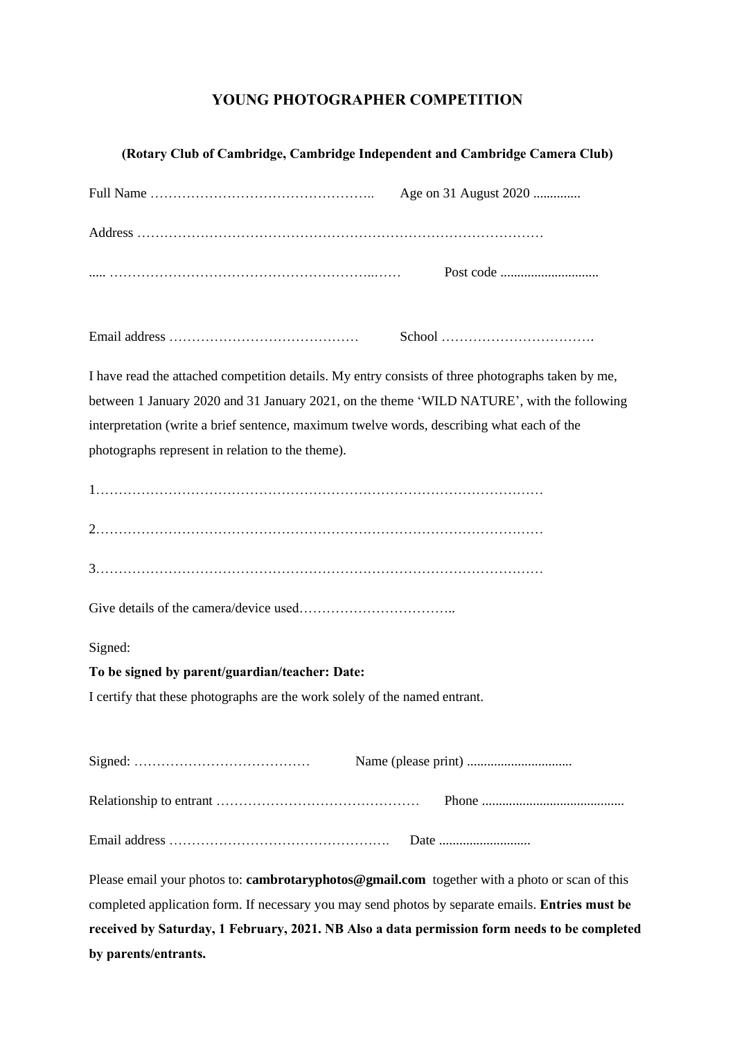# YOUNG PHOTOGRAPHER COMPETITION

**(Rotary Club of Cambridge, Cambridge Independent and Cambridge Camera Club)**

Full Name ………………………………………….. Age on 31 August 2020 ..............

Address ………………………………………………………………………………

..... ………………………………………………...…… Post code .............................

Email address …………………………………… School …………………………….

I have read the attached competition details. My entry consists of three photographs taken by me, between 1 January 2020 and 31 January 2021, on the theme 'WILD NATURE', with the following interpretation (write a brief sentence, maximum twelve words, describing what each of the photographs represent in relation to the theme).

1………………………………………………………………………………………

2………………………………………………………………………………………

3………………………………………………………………………………………

Give details of the camera/device used……………………………..

Signed:

**To be signed by parent/guardian/teacher: Date:**

I certify that these photographs are the work solely of the named entrant.

Signed: ………………………………… Name (please print) ...............................

Relationship to entrant ……………………………………… Phone ..........................................

Email address …………………………………………. Date ...........................

Please email your photos to: **cambrotaryphotos@gmail.com** together with a photo or scan of this completed application form. If necessary you may send photos by separate emails. **Entries must be received by Saturday, 1 February, 2021. NB Also a data permission form needs to be completed by parents/entrants.**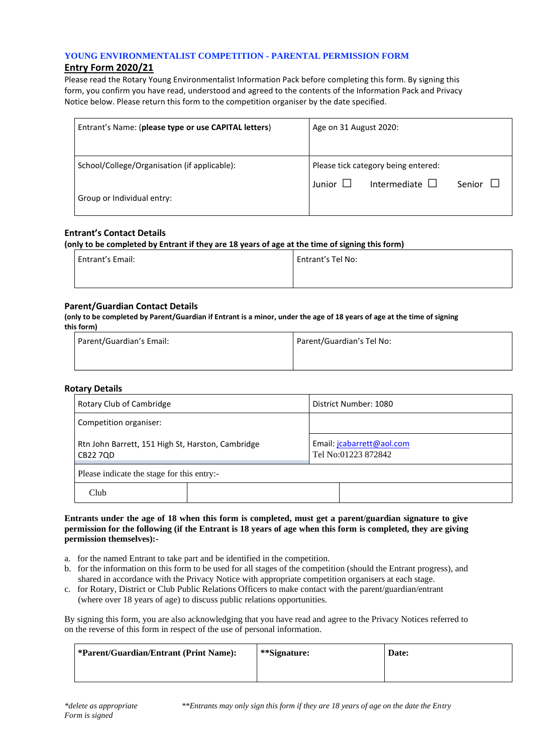## YOUNG ENVIRONMENTALIST COMPETITION - PARENTAL PERMISSION FORM

**Entry Form 2020/21**

Please read the Rotary Young Environmentalist Information Pack before completing this form. By signing this form, you confirm you have read, understood and agreed to the contents of the Information Pack and Privacy Notice below. Please return this form to the competition organiser by the date specified.

| Entrant's Name: (**please type or use CAPITAL letters**) | Age on 31 August 2020: |
|---|---|
| School/College/Organisation (if applicable):<br><br>Group or Individual entry: | Please tick category being entered:<br><br>Junior ☐ Intermediate ☐ Senior ☐ |

**Entrant's Contact Details**

**(only to be completed by Entrant if they are 18 years of age at the time of signing this form)**

| Entrant's Email: | Entrant's Tel No: |
|---|---|
| | |

**Parent/Guardian Contact Details**

**(only to be completed by Parent/Guardian if Entrant is a minor, under the age of 18 years of age at the time of signing this form)**

| Parent/Guardian's Email: | Parent/Guardian's Tel No: |
|---|---|
| | |

**Rotary Details**

| Rotary Club of Cambridge | | District Number: 1080 |
|---|---|---|
| Competition organiser: | | |
| Rtn John Barrett, 151 High St, Harston, Cambridge CB22 7QD | | Email: jcabarrett@aol.com<br>Tel No:01223 872842 |
| Please indicate the stage for this entry:- | | |
| Club | | |

**Entrants under the age of 18 when this form is completed, must get a parent/guardian signature to give permission for the following (if the Entrant is 18 years of age when this form is completed, they are giving permission themselves):-**

a. for the named Entrant to take part and be identified in the competition.
b. for the information on this form to be used for all stages of the competition (should the Entrant progress), and shared in accordance with the Privacy Notice with appropriate competition organisers at each stage.
c. for Rotary, District or Club Public Relations Officers to make contact with the parent/guardian/entrant (where over 18 years of age) to discuss public relations opportunities.

By signing this form, you are also acknowledging that you have read and agree to the Privacy Notices referred to on the reverse of this form in respect of the use of personal information.

| ***Parent/Guardian/Entrant (Print Name):** | ****Signature:** | **Date:** |
|---|---|---|
| | | |

*\*delete as appropriate*

*\*\*Entrants may only sign this form if they are 18 years of age on the date the Entry Form is signed*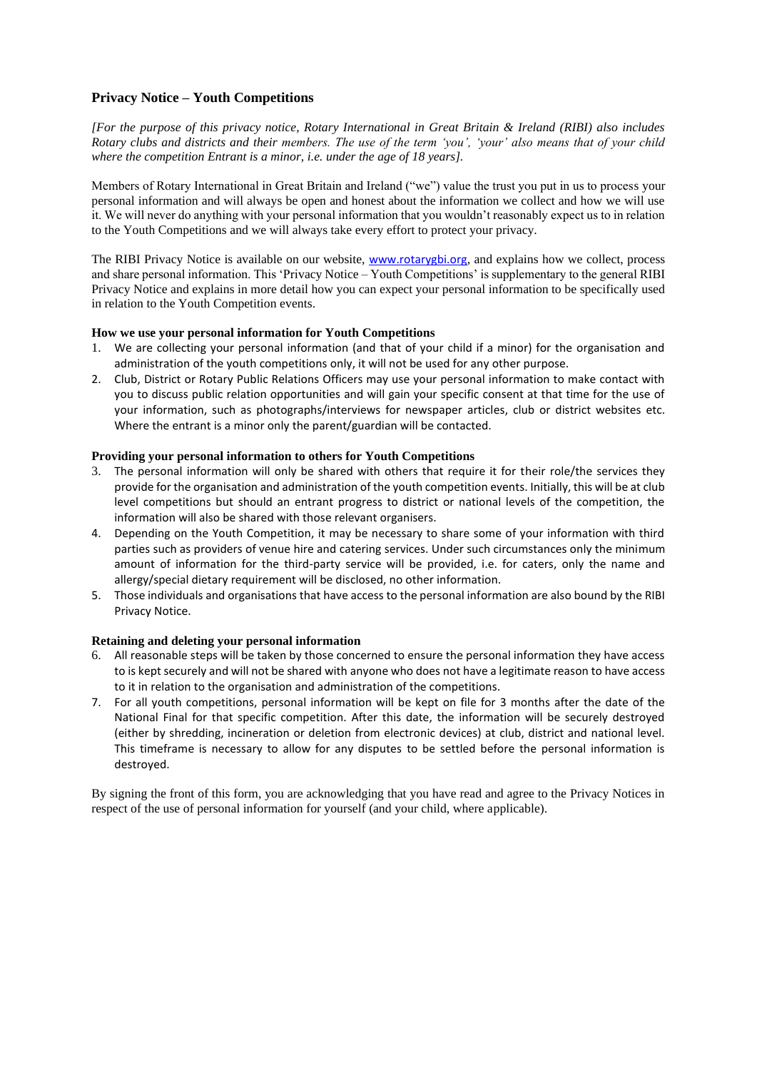## Privacy Notice – Youth Competitions

*[For the purpose of this privacy notice, Rotary International in Great Britain & Ireland (RIBI) also includes Rotary clubs and districts and their members. The use of the term 'you', 'your' also means that of your child where the competition Entrant is a minor, i.e. under the age of 18 years].*

Members of Rotary International in Great Britain and Ireland ("we") value the trust you put in us to process your personal information and will always be open and honest about the information we collect and how we will use it. We will never do anything with your personal information that you wouldn't reasonably expect us to in relation to the Youth Competitions and we will always take every effort to protect your privacy.

The RIBI Privacy Notice is available on our website, [www.rotarygbi.org](http://www.rotarygbi.org), and explains how we collect, process and share personal information. This 'Privacy Notice – Youth Competitions' is supplementary to the general RIBI Privacy Notice and explains in more detail how you can expect your personal information to be specifically used in relation to the Youth Competition events.

### How we use your personal information for Youth Competitions

1. We are collecting your personal information (and that of your child if a minor) for the organisation and administration of the youth competitions only, it will not be used for any other purpose.
2. Club, District or Rotary Public Relations Officers may use your personal information to make contact with you to discuss public relation opportunities and will gain your specific consent at that time for the use of your information, such as photographs/interviews for newspaper articles, club or district websites etc. Where the entrant is a minor only the parent/guardian will be contacted.

### Providing your personal information to others for Youth Competitions

3. The personal information will only be shared with others that require it for their role/the services they provide for the organisation and administration of the youth competition events. Initially, this will be at club level competitions but should an entrant progress to district or national levels of the competition, the information will also be shared with those relevant organisers.
4. Depending on the Youth Competition, it may be necessary to share some of your information with third parties such as providers of venue hire and catering services. Under such circumstances only the minimum amount of information for the third-party service will be provided, i.e. for caters, only the name and allergy/special dietary requirement will be disclosed, no other information.
5. Those individuals and organisations that have access to the personal information are also bound by the RIBI Privacy Notice.

### Retaining and deleting your personal information

6. All reasonable steps will be taken by those concerned to ensure the personal information they have access to is kept securely and will not be shared with anyone who does not have a legitimate reason to have access to it in relation to the organisation and administration of the competitions.
7. For all youth competitions, personal information will be kept on file for 3 months after the date of the National Final for that specific competition. After this date, the information will be securely destroyed (either by shredding, incineration or deletion from electronic devices) at club, district and national level. This timeframe is necessary to allow for any disputes to be settled before the personal information is destroyed.

By signing the front of this form, you are acknowledging that you have read and agree to the Privacy Notices in respect of the use of personal information for yourself (and your child, where applicable).